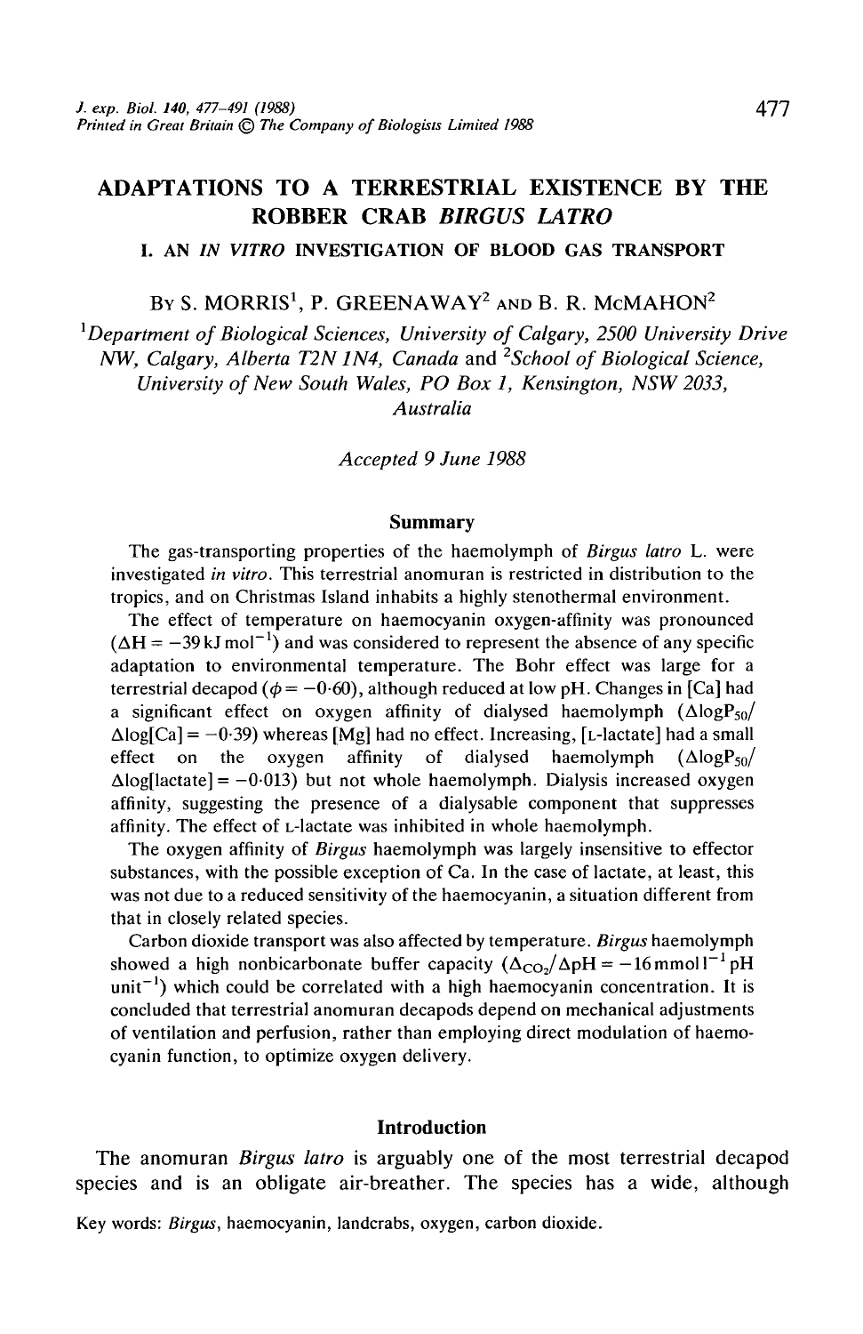# ADAPTATIONS TO A TERRESTRIAL EXISTENCE BY THE ROBBER CRAB *BIRGUS LATRO*

## I. AN *IN VITRO* INVESTIGATION OF BLOOD GAS TRANSPORT

BY S. MORRIS[1], P. GREENAWAY[2] AND B. R. McMAHON[2]

[1]*Department of Biological Sciences, University of Calgary, 2500 University Drive NW, Calgary, Alberta T2N 1N4, Canada* and [2]*School of Biological Science, University of New South Wales, PO Box 1, Kensington, NSW 2033, Australia*

*Accepted 9 June 1988*

### Summary

The gas-transporting properties of the haemolymph of *Birgus latro* L. were investigated *in vitro*. This terrestrial anomuran is restricted in distribution to the tropics, and on Christmas Island inhabits a highly stenothermal environment.

The effect of temperature on haemocyanin oxygen-affinity was pronounced ($\Delta H = -39\,kJ\,mol^{-1}$) and was considered to represent the absence of any specific adaptation to environmental temperature. The Bohr effect was large for a terrestrial decapod ($\phi = -0.60$), although reduced at low pH. Changes in [Ca] had a significant effect on oxygen affinity of dialysed haemolymph ($\Delta \log P_{50}/\Delta \log[Ca] = -0.39$) whereas [Mg] had no effect. Increasing, [L-lactate] had a small effect on the oxygen affinity of dialysed haemolymph ($\Delta \log P_{50}/\Delta \log[lactate] = -0.013$) but not whole haemolymph. Dialysis increased oxygen affinity, suggesting the presence of a dialysable component that suppresses affinity. The effect of L-lactate was inhibited in whole haemolymph.

The oxygen affinity of *Birgus* haemolymph was largely insensitive to effector substances, with the possible exception of Ca. In the case of lactate, at least, this was not due to a reduced sensitivity of the haemocyanin, a situation different from that in closely related species.

Carbon dioxide transport was also affected by temperature. *Birgus* haemolymph showed a high nonbicarbonate buffer capacity ($\Delta_{CO_2}/\Delta pH = -16\,mmol\,l^{-1}\,pH\,unit^{-1}$) which could be correlated with a high haemocyanin concentration. It is concluded that terrestrial anomuran decapods depend on mechanical adjustments of ventilation and perfusion, rather than employing direct modulation of haemocyanin function, to optimize oxygen delivery.

### Introduction

The anomuran *Birgus latro* is arguably one of the most terrestrial decapod species and is an obligate air-breather. The species has a wide, although

Key words: *Birgus*, haemocyanin, landcrabs, oxygen, carbon dioxide.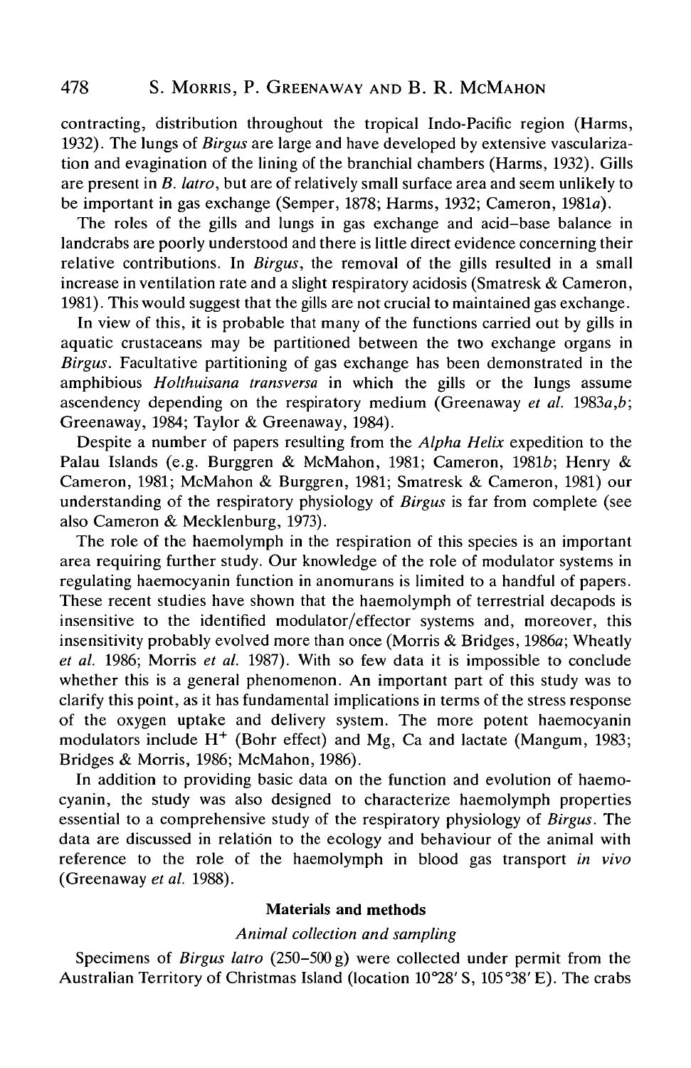contracting, distribution throughout the tropical Indo-Pacific region (Harms, 1932). The lungs of *Birgus* are large and have developed by extensive vascularization and evagination of the lining of the branchial chambers (Harms, 1932). Gills are present in *B. latro*, but are of relatively small surface area and seem unlikely to be important in gas exchange (Semper, 1878; Harms, 1932; Cameron, 1981*a*).

The roles of the gills and lungs in gas exchange and acid–base balance in landcrabs are poorly understood and there is little direct evidence concerning their relative contributions. In *Birgus*, the removal of the gills resulted in a small increase in ventilation rate and a slight respiratory acidosis (Smatresk & Cameron, 1981). This would suggest that the gills are not crucial to maintained gas exchange.

In view of this, it is probable that many of the functions carried out by gills in aquatic crustaceans may be partitioned between the two exchange organs in *Birgus*. Facultative partitioning of gas exchange has been demonstrated in the amphibious *Holthuisana transversa* in which the gills or the lungs assume ascendency depending on the respiratory medium (Greenaway *et al.* 1983*a*,*b*; Greenaway, 1984; Taylor & Greenaway, 1984).

Despite a number of papers resulting from the *Alpha Helix* expedition to the Palau Islands (e.g. Burggren & McMahon, 1981; Cameron, 1981*b*; Henry & Cameron, 1981; McMahon & Burggren, 1981; Smatresk & Cameron, 1981) our understanding of the respiratory physiology of *Birgus* is far from complete (see also Cameron & Mecklenburg, 1973).

The role of the haemolymph in the respiration of this species is an important area requiring further study. Our knowledge of the role of modulator systems in regulating haemocyanin function in anomurans is limited to a handful of papers. These recent studies have shown that the haemolymph of terrestrial decapods is insensitive to the identified modulator/effector systems and, moreover, this insensitivity probably evolved more than once (Morris & Bridges, 1986*a*; Wheatly *et al.* 1986; Morris *et al.* 1987). With so few data it is impossible to conclude whether this is a general phenomenon. An important part of this study was to clarify this point, as it has fundamental implications in terms of the stress response of the oxygen uptake and delivery system. The more potent haemocyanin modulators include $H^+$ (Bohr effect) and Mg, Ca and lactate (Mangum, 1983; Bridges & Morris, 1986; McMahon, 1986).

In addition to providing basic data on the function and evolution of haemocyanin, the study was also designed to characterize haemolymph properties essential to a comprehensive study of the respiratory physiology of *Birgus*. The data are discussed in relation to the ecology and behaviour of the animal with reference to the role of the haemolymph in blood gas transport *in vivo* (Greenaway *et al.* 1988).

## Materials and methods

### *Animal collection and sampling*

Specimens of *Birgus latro* (250–500 g) were collected under permit from the Australian Territory of Christmas Island (location 10°28′ S, 105°38′ E). The crabs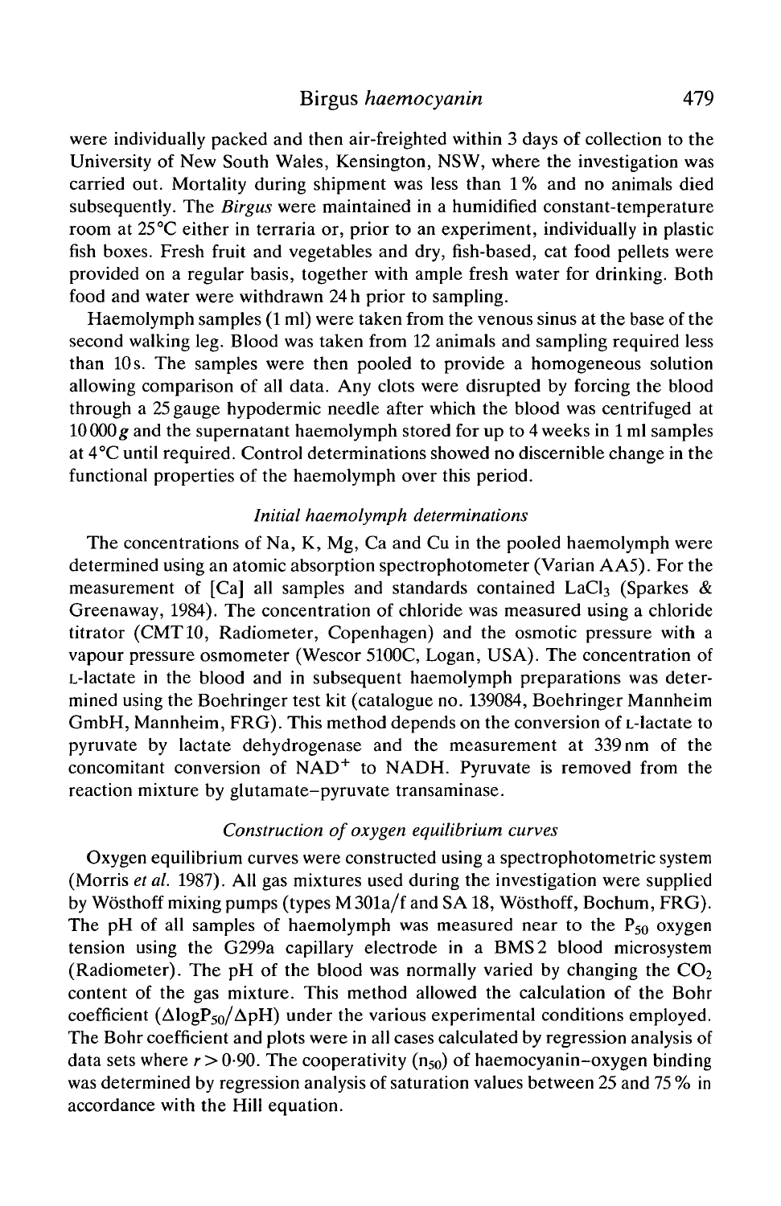were individually packed and then air-freighted within 3 days of collection to the University of New South Wales, Kensington, NSW, where the investigation was carried out. Mortality during shipment was less than 1% and no animals died subsequently. The *Birgus* were maintained in a humidified constant-temperature room at 25°C either in terraria or, prior to an experiment, individually in plastic fish boxes. Fresh fruit and vegetables and dry, fish-based, cat food pellets were provided on a regular basis, together with ample fresh water for drinking. Both food and water were withdrawn 24 h prior to sampling.

Haemolymph samples (1 ml) were taken from the venous sinus at the base of the second walking leg. Blood was taken from 12 animals and sampling required less than 10 s. The samples were then pooled to provide a homogeneous solution allowing comparison of all data. Any clots were disrupted by forcing the blood through a 25 gauge hypodermic needle after which the blood was centrifuged at 10 000 *g* and the supernatant haemolymph stored for up to 4 weeks in 1 ml samples at 4°C until required. Control determinations showed no discernible change in the functional properties of the haemolymph over this period.

### *Initial haemolymph determinations*

The concentrations of Na, K, Mg, Ca and Cu in the pooled haemolymph were determined using an atomic absorption spectrophotometer (Varian AA5). For the measurement of [Ca] all samples and standards contained $LaCl_3$ (Sparkes & Greenaway, 1984). The concentration of chloride was measured using a chloride titrator (CMT 10, Radiometer, Copenhagen) and the osmotic pressure with a vapour pressure osmometer (Wescor 5100C, Logan, USA). The concentration of L-lactate in the blood and in subsequent haemolymph preparations was determined using the Boehringer test kit (catalogue no. 139084, Boehringer Mannheim GmbH, Mannheim, FRG). This method depends on the conversion of L-lactate to pyruvate by lactate dehydrogenase and the measurement at 339 nm of the concomitant conversion of $NAD^+$ to NADH. Pyruvate is removed from the reaction mixture by glutamate–pyruvate transaminase.

### *Construction of oxygen equilibrium curves*

Oxygen equilibrium curves were constructed using a spectrophotometric system (Morris *et al.* 1987). All gas mixtures used during the investigation were supplied by Wösthoff mixing pumps (types M 301a/f and SA 18, Wösthoff, Bochum, FRG). The pH of all samples of haemolymph was measured near to the $P_{50}$ oxygen tension using the G299a capillary electrode in a BMS 2 blood microsystem (Radiometer). The pH of the blood was normally varied by changing the $CO_2$ content of the gas mixture. This method allowed the calculation of the Bohr coefficient ($\Delta\log P_{50}/\Delta pH$) under the various experimental conditions employed. The Bohr coefficient and plots were in all cases calculated by regression analysis of data sets where $r > 0{\cdot}90$. The cooperativity ($n_{50}$) of haemocyanin–oxygen binding was determined by regression analysis of saturation values between 25 and 75% in accordance with the Hill equation.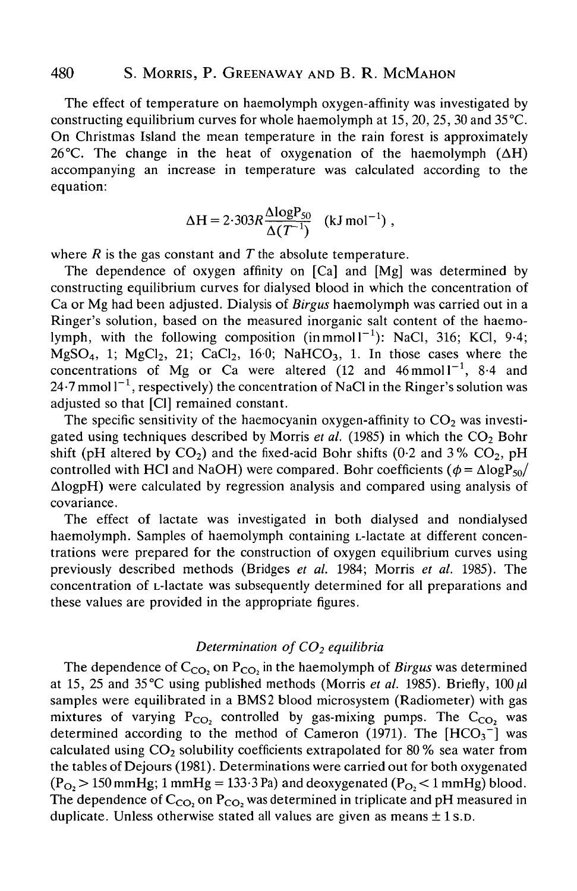The effect of temperature on haemolymph oxygen-affinity was investigated by constructing equilibrium curves for whole haemolymph at 15, 20, 25, 30 and 35 °C. On Christmas Island the mean temperature in the rain forest is approximately 26 °C. The change in the heat of oxygenation of the haemolymph ($\Delta H$) accompanying an increase in temperature was calculated according to the equation:

$$\Delta H = 2{\cdot}303R\frac{\Delta \log P_{50}}{\Delta(T^{-1})} \quad (\mathrm{kJ\,mol^{-1}}),$$

where $R$ is the gas constant and $T$ the absolute temperature.

The dependence of oxygen affinity on [Ca] and [Mg] was determined by constructing equilibrium curves for dialysed blood in which the concentration of Ca or Mg had been adjusted. Dialysis of *Birgus* haemolymph was carried out in a Ringer's solution, based on the measured inorganic salt content of the haemolymph, with the following composition (in $\mathrm{mmol\,l^{-1}}$): NaCl, 316; KCl, 9·4; $MgSO_4$, 1; $MgCl_2$, 21; $CaCl_2$, 16·0; $NaHCO_3$, 1. In those cases where the concentrations of Mg or Ca were altered (12 and 46 $\mathrm{mmol\,l^{-1}}$, 8·4 and 24·7 $\mathrm{mmol\,l^{-1}}$, respectively) the concentration of NaCl in the Ringer's solution was adjusted so that [Cl] remained constant.

The specific sensitivity of the haemocyanin oxygen-affinity to $CO_2$ was investigated using techniques described by Morris *et al.* (1985) in which the $CO_2$ Bohr shift (pH altered by $CO_2$) and the fixed-acid Bohr shifts (0·2 and 3 % $CO_2$, pH controlled with HCl and NaOH) were compared. Bohr coefficients ($\phi = \Delta \log P_{50}/\Delta \log pH$) were calculated by regression analysis and compared using analysis of covariance.

The effect of lactate was investigated in both dialysed and nondialysed haemolymph. Samples of haemolymph containing L-lactate at different concentrations were prepared for the construction of oxygen equilibrium curves using previously described methods (Bridges *et al.* 1984; Morris *et al.* 1985). The concentration of L-lactate was subsequently determined for all preparations and these values are provided in the appropriate figures.

### *Determination of $CO_2$ equilibria*

The dependence of $C_{CO_2}$ on $P_{CO_2}$ in the haemolymph of *Birgus* was determined at 15, 25 and 35 °C using published methods (Morris *et al.* 1985). Briefly, 100 $\mu$l samples were equilibrated in a BMS2 blood microsystem (Radiometer) with gas mixtures of varying $P_{CO_2}$ controlled by gas-mixing pumps. The $C_{CO_2}$ was determined according to the method of Cameron (1971). The $[HCO_3^-]$ was calculated using $CO_2$ solubility coefficients extrapolated for 80 % sea water from the tables of Dejours (1981). Determinations were carried out for both oxygenated ($P_{O_2} > 150$ mmHg; 1 mmHg = 133·3 Pa) and deoxygenated ($P_{O_2} < 1$ mmHg) blood. The dependence of $C_{CO_2}$ on $P_{CO_2}$ was determined in triplicate and pH measured in duplicate. Unless otherwise stated all values are given as means ± 1 S.D.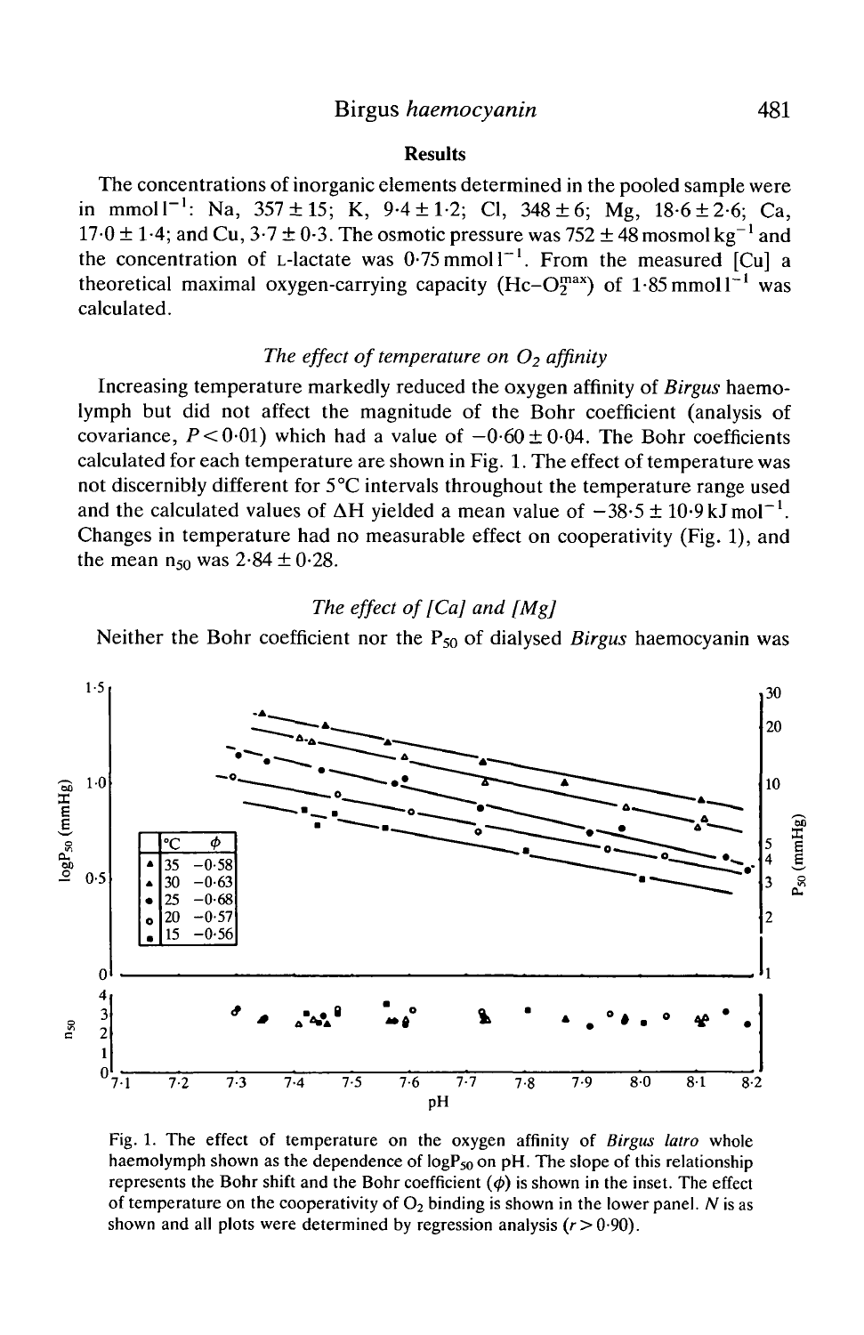## Results

The concentrations of inorganic elements determined in the pooled sample were in $mmol\,l^{-1}$: Na, $357 \pm 15$; K, $9.4 \pm 1.2$; Cl, $348 \pm 6$; Mg, $18.6 \pm 2.6$; Ca, $17.0 \pm 1.4$; and Cu, $3.7 \pm 0.3$. The osmotic pressure was $752 \pm 48\,mosmol\,kg^{-1}$ and the concentration of L-lactate was $0.75\,mmol\,l^{-1}$. From the measured [Cu] a theoretical maximal oxygen-carrying capacity ($Hc\text{-}O_2^{max}$) of $1.85\,mmol\,l^{-1}$ was calculated.

### *The effect of temperature on $O_2$ affinity*

Increasing temperature markedly reduced the oxygen affinity of *Birgus* haemolymph but did not affect the magnitude of the Bohr coefficient (analysis of covariance, $P < 0.01$) which had a value of $-0.60 \pm 0.04$. The Bohr coefficients calculated for each temperature are shown in Fig. 1. The effect of temperature was not discernibly different for 5°C intervals throughout the temperature range used and the calculated values of $\Delta H$ yielded a mean value of $-38.5 \pm 10.9\,kJ\,mol^{-1}$. Changes in temperature had no measurable effect on cooperativity (Fig. 1), and the mean $n_{50}$ was $2.84 \pm 0.28$.

### *The effect of [Ca] and [Mg]*

Neither the Bohr coefficient nor the $P_{50}$ of dialysed *Birgus* haemocyanin was

| °C | $\phi$ |
|---|---|
| 35 | −0.58 |
| 30 | −0.63 |
| 25 | −0.68 |
| 20 | −0.57 |
| 15 | −0.56 |

Fig. 1. The effect of temperature on the oxygen affinity of *Birgus latro* whole haemolymph shown as the dependence of $\log P_{50}$ on pH. The slope of this relationship represents the Bohr shift and the Bohr coefficient ($\phi$) is shown in the inset. The effect of temperature on the cooperativity of $O_2$ binding is shown in the lower panel. *N* is as shown and all plots were determined by regression analysis ($r > 0.90$).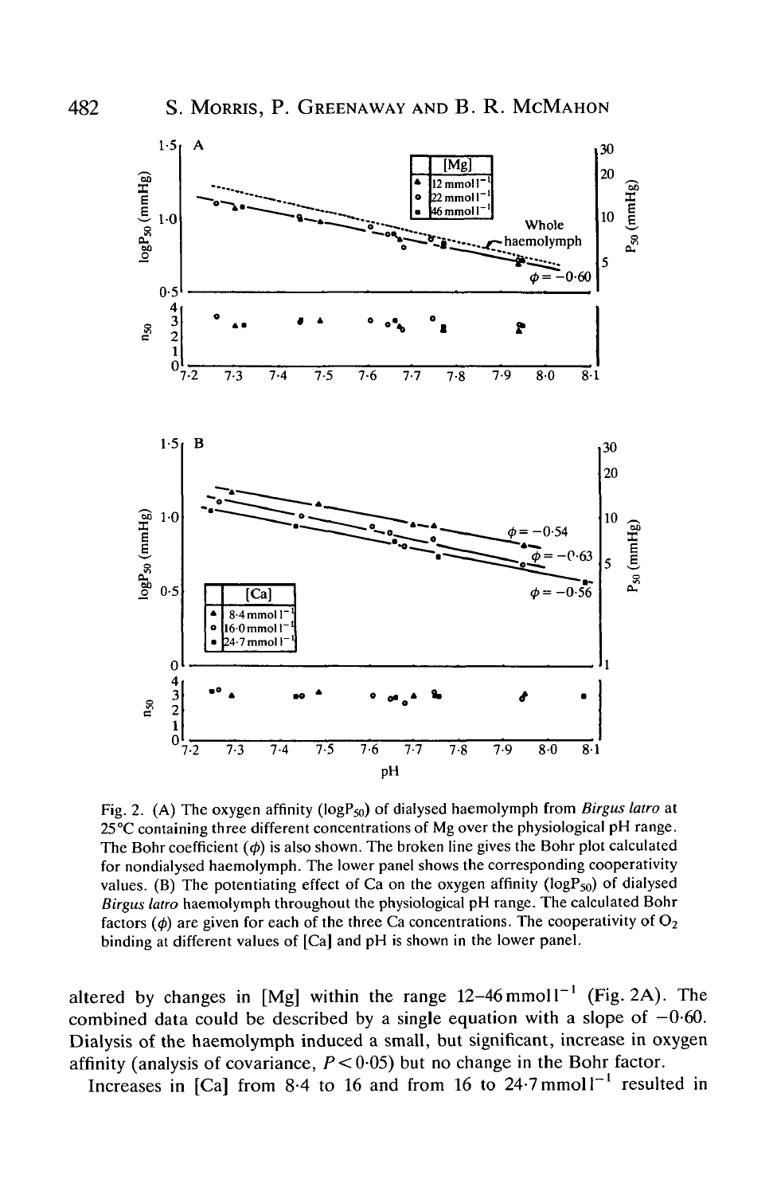Fig. 2. (A) The oxygen affinity ($\log P_{50}$) of dialysed haemolymph from *Birgus latro* at 25 °C containing three different concentrations of Mg over the physiological pH range. The Bohr coefficient ($\phi$) is also shown. The broken line gives the Bohr plot calculated for nondialysed haemolymph. The lower panel shows the corresponding cooperativity values. (B) The potentiating effect of Ca on the oxygen affinity ($\log P_{50}$) of dialysed *Birgus latro* haemolymph throughout the physiological pH range. The calculated Bohr factors ($\phi$) are given for each of the three Ca concentrations. The cooperativity of $O_2$ binding at different values of [Ca] and pH is shown in the lower panel.

altered by changes in [Mg] within the range 12–46 mmol l$^{-1}$ (Fig. 2A). The combined data could be described by a single equation with a slope of −0·60. Dialysis of the haemolymph induced a small, but significant, increase in oxygen affinity (analysis of covariance, $P < 0{\cdot}05$) but no change in the Bohr factor.

Increases in [Ca] from 8·4 to 16 and from 16 to 24·7 mmol l$^{-1}$ resulted in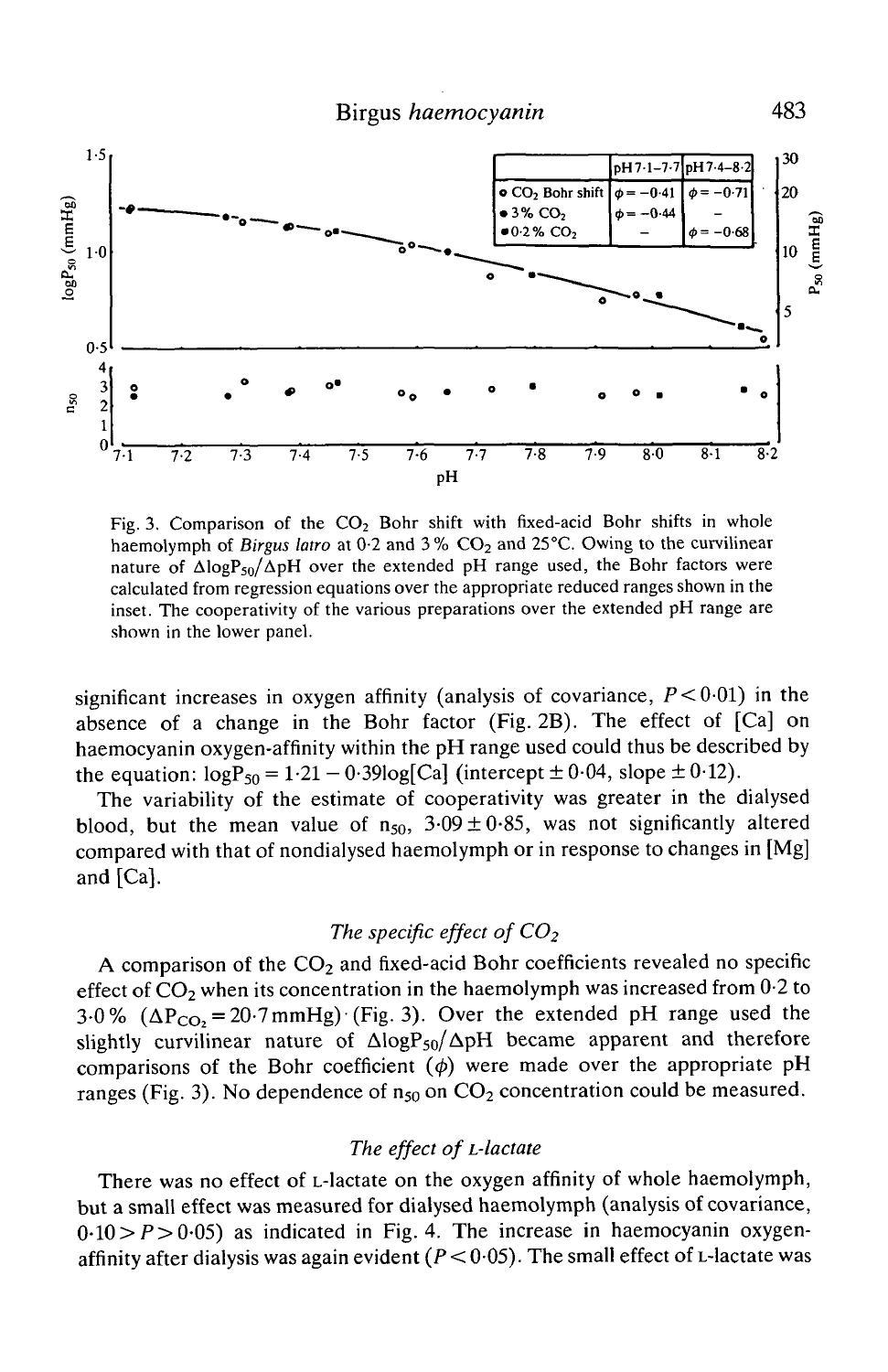| | pH 7·1–7·7 | pH 7·4–8·2 |
|---|---|---|
| ○ $CO_2$ Bohr shift | $\phi = -0·41$ | $\phi = -0·71$ |
| ● 3% $CO_2$ | $\phi = -0·44$ | – |
| ■ 0·2% $CO_2$ | – | $\phi = -0·68$ |

Fig. 3. Comparison of the $CO_2$ Bohr shift with fixed-acid Bohr shifts in whole haemolymph of *Birgus latro* at 0·2 and 3% $CO_2$ and 25°C. Owing to the curvilinear nature of $\Delta logP_{50}/\Delta pH$ over the extended pH range used, the Bohr factors were calculated from regression equations over the appropriate reduced ranges shown in the inset. The cooperativity of the various preparations over the extended pH range are shown in the lower panel.

significant increases in oxygen affinity (analysis of covariance, $P < 0·01$) in the absence of a change in the Bohr factor (Fig. 2B). The effect of [Ca] on haemocyanin oxygen-affinity within the pH range used could thus be described by the equation: $logP_{50} = 1·21 - 0·39log[Ca]$ (intercept $\pm$ 0·04, slope $\pm$ 0·12).

The variability of the estimate of cooperativity was greater in the dialysed blood, but the mean value of $n_{50}$, $3·09 \pm 0·85$, was not significantly altered compared with that of nondialysed haemolymph or in response to changes in [Mg] and [Ca].

### *The specific effect of* $CO_2$

A comparison of the $CO_2$ and fixed-acid Bohr coefficients revealed no specific effect of $CO_2$ when its concentration in the haemolymph was increased from 0·2 to 3·0% ($\Delta P_{CO_2} = 20·7$ mmHg) (Fig. 3). Over the extended pH range used the slightly curvilinear nature of $\Delta logP_{50}/\Delta pH$ became apparent and therefore comparisons of the Bohr coefficient ($\phi$) were made over the appropriate pH ranges (Fig. 3). No dependence of $n_{50}$ on $CO_2$ concentration could be measured.

### *The effect of* L*-lactate*

There was no effect of L-lactate on the oxygen affinity of whole haemolymph, but a small effect was measured for dialysed haemolymph (analysis of covariance, $0·10 > P > 0·05$) as indicated in Fig. 4. The increase in haemocyanin oxygen-affinity after dialysis was again evident ($P < 0·05$). The small effect of L-lactate was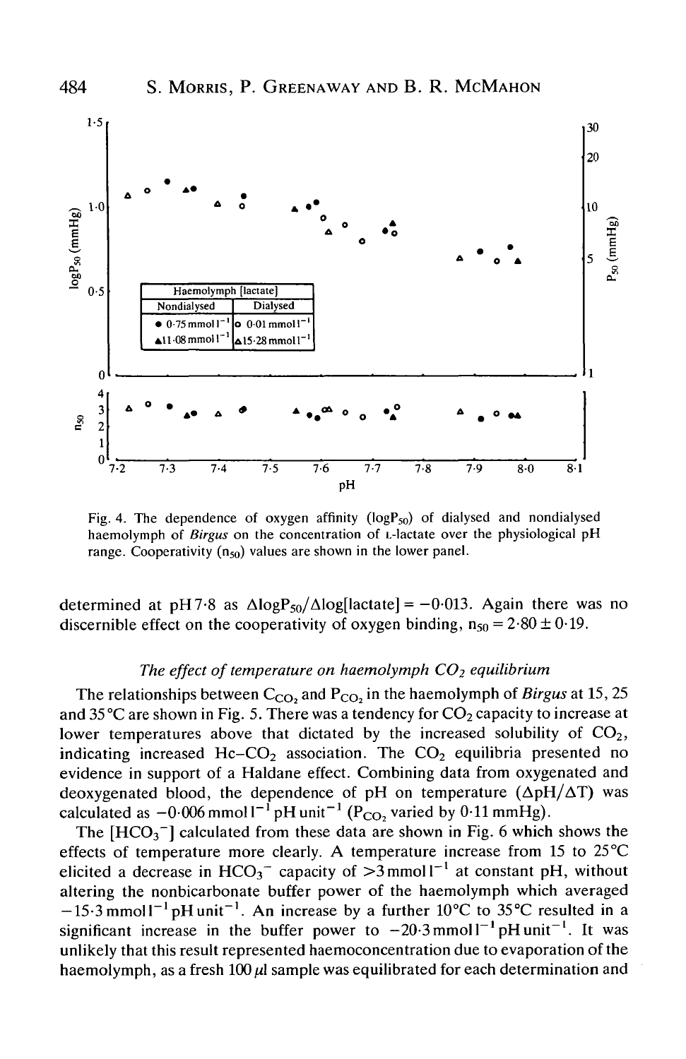Fig. 4. The dependence of oxygen affinity ($\log P_{50}$) of dialysed and nondialysed haemolymph of *Birgus* on the concentration of L-lactate over the physiological pH range. Cooperativity ($n_{50}$) values are shown in the lower panel.

determined at pH 7·8 as $\Delta \log P_{50}/\Delta \log[\text{lactate}] = -0{\cdot}013$. Again there was no discernible effect on the cooperativity of oxygen binding, $n_{50} = 2{\cdot}80 \pm 0{\cdot}19$.

### *The effect of temperature on haemolymph $CO_2$ equilibrium*

The relationships between $C_{CO_2}$ and $P_{CO_2}$ in the haemolymph of *Birgus* at 15, 25 and 35 °C are shown in Fig. 5. There was a tendency for $CO_2$ capacity to increase at lower temperatures above that dictated by the increased solubility of $CO_2$, indicating increased Hc–$CO_2$ association. The $CO_2$ equilibria presented no evidence in support of a Haldane effect. Combining data from oxygenated and deoxygenated blood, the dependence of pH on temperature ($\Delta pH/\Delta T$) was calculated as $-0{\cdot}006\ \text{mmol l}^{-1}\ \text{pH unit}^{-1}$ ($P_{CO_2}$ varied by 0·11 mmHg).

The $[HCO_3^-]$ calculated from these data are shown in Fig. 6 which shows the effects of temperature more clearly. A temperature increase from 15 to 25 °C elicited a decrease in $HCO_3^-$ capacity of $>3\ \text{mmol l}^{-1}$ at constant pH, without altering the nonbicarbonate buffer power of the haemolymph which averaged $-15{\cdot}3\ \text{mmol l}^{-1}\ \text{pH unit}^{-1}$. An increase by a further 10 °C to 35 °C resulted in a significant increase in the buffer power to $-20{\cdot}3\ \text{mmol l}^{-1}\ \text{pH unit}^{-1}$. It was unlikely that this result represented haemoconcentration due to evaporation of the haemolymph, as a fresh 100 $\mu$l sample was equilibrated for each determination and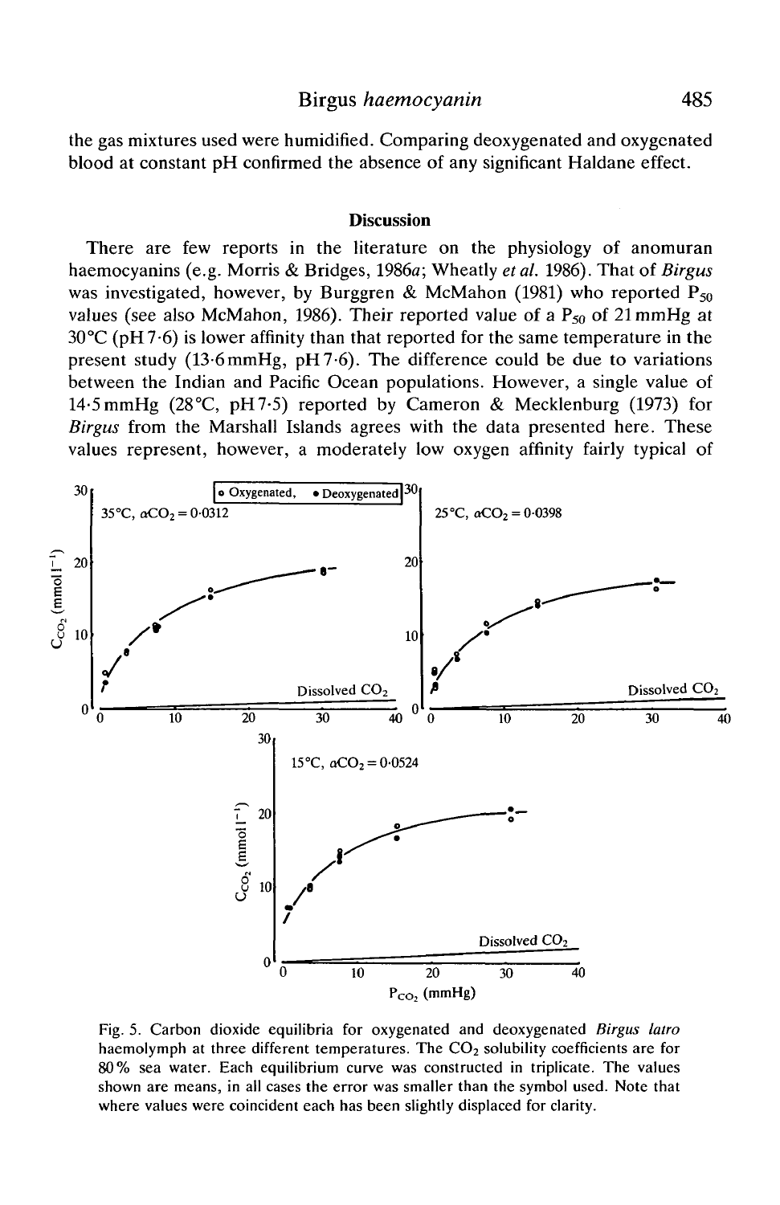the gas mixtures used were humidified. Comparing deoxygenated and oxygenated blood at constant pH confirmed the absence of any significant Haldane effect.

## Discussion

There are few reports in the literature on the physiology of anomuran haemocyanins (e.g. Morris & Bridges, 1986*a*; Wheatly *et al.* 1986). That of *Birgus* was investigated, however, by Burggren & McMahon (1981) who reported $P_{50}$ values (see also McMahon, 1986). Their reported value of a $P_{50}$ of 21 mmHg at 30°C (pH 7·6) is lower affinity than that reported for the same temperature in the present study (13·6 mmHg, pH 7·6). The difference could be due to variations between the Indian and Pacific Ocean populations. However, a single value of 14·5 mmHg (28°C, pH 7·5) reported by Cameron & Mecklenburg (1973) for *Birgus* from the Marshall Islands agrees with the data presented here. These values represent, however, a moderately low oxygen affinity fairly typical of

Fig. 5. Carbon dioxide equilibria for oxygenated and deoxygenated *Birgus latro* haemolymph at three different temperatures. The $CO_2$ solubility coefficients are for 80 % sea water. Each equilibrium curve was constructed in triplicate. The values shown are means, in all cases the error was smaller than the symbol used. Note that where values were coincident each has been slightly displaced for clarity.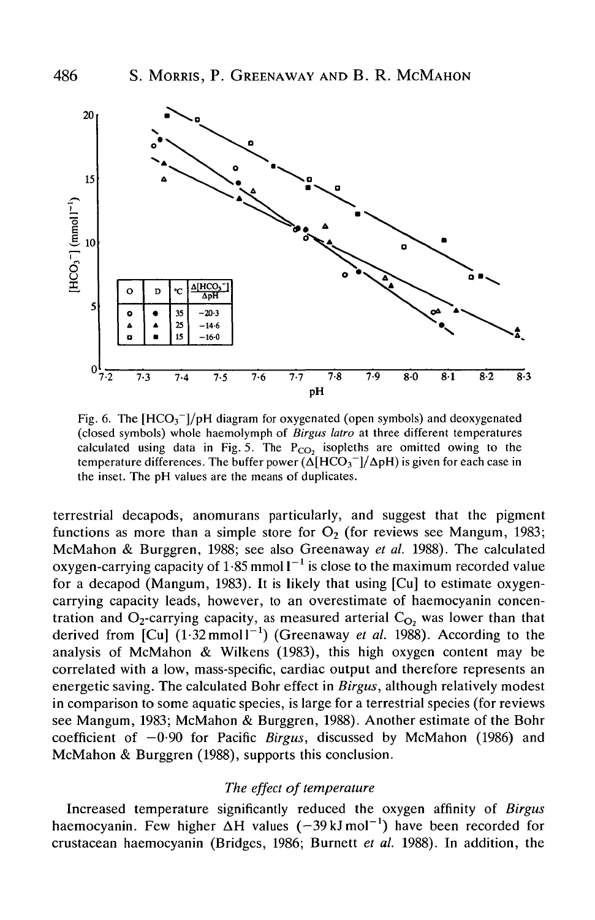Fig. 6. The $[HCO_3^-]$/pH diagram for oxygenated (open symbols) and deoxygenated (closed symbols) whole haemolymph of *Birgus latro* at three different temperatures calculated using data in Fig. 5. The $P_{CO_2}$ isopleths are omitted owing to the temperature differences. The buffer power ($\Delta[HCO_3^-]/\Delta pH$) is given for each case in the inset. The pH values are the means of duplicates.

| O | D | °C | $\Delta[HCO_3^-]/\Delta pH$ |
|---|---|---|---|
| ○ | ● | 35 | −20·3 |
| △ | ▲ | 25 | −14·6 |
| □ | ■ | 15 | −16·0 |

terrestrial decapods, anomurans particularly, and suggest that the pigment functions as more than a simple store for $O_2$ (for reviews see Mangum, 1983; McMahon & Burggren, 1988; see also Greenaway *et al.* 1988). The calculated oxygen-carrying capacity of 1·85 mmol $l^{-1}$ is close to the maximum recorded value for a decapod (Mangum, 1983). It is likely that using [Cu] to estimate oxygen-carrying capacity leads, however, to an overestimate of haemocyanin concentration and $O_2$-carrying capacity, as measured arterial $C_{O_2}$ was lower than that derived from [Cu] (1·32 mmol $l^{-1}$) (Greenaway *et al.* 1988). According to the analysis of McMahon & Wilkens (1983), this high oxygen content may be correlated with a low, mass-specific, cardiac output and therefore represents an energetic saving. The calculated Bohr effect in *Birgus*, although relatively modest in comparison to some aquatic species, is large for a terrestrial species (for reviews see Mangum, 1983; McMahon & Burggren, 1988). Another estimate of the Bohr coefficient of −0·90 for Pacific *Birgus*, discussed by McMahon (1986) and McMahon & Burggren (1988), supports this conclusion.

### *The effect of temperature*

Increased temperature significantly reduced the oxygen affinity of *Birgus* haemocyanin. Few higher $\Delta H$ values (−39 kJ $mol^{-1}$) have been recorded for crustacean haemocyanin (Bridges, 1986; Burnett *et al.* 1988). In addition, the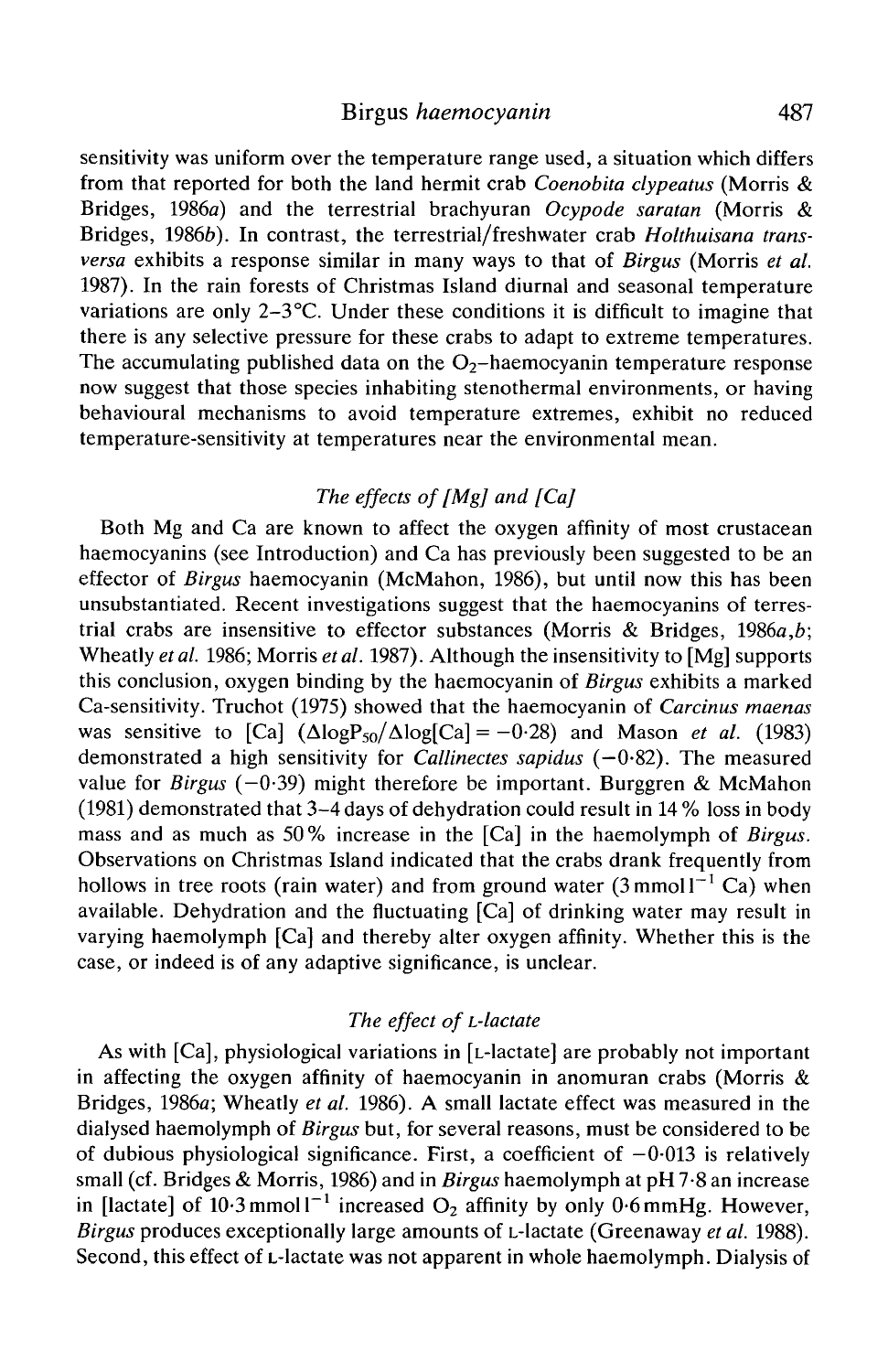sensitivity was uniform over the temperature range used, a situation which differs from that reported for both the land hermit crab *Coenobita clypeatus* (Morris & Bridges, 1986*a*) and the terrestrial brachyuran *Ocypode saratan* (Morris & Bridges, 1986*b*). In contrast, the terrestrial/freshwater crab *Holthuisana transversa* exhibits a response similar in many ways to that of *Birgus* (Morris *et al.* 1987). In the rain forests of Christmas Island diurnal and seasonal temperature variations are only 2–3°C. Under these conditions it is difficult to imagine that there is any selective pressure for these crabs to adapt to extreme temperatures. The accumulating published data on the $O_2$–haemocyanin temperature response now suggest that those species inhabiting stenothermal environments, or having behavioural mechanisms to avoid temperature extremes, exhibit no reduced temperature-sensitivity at temperatures near the environmental mean.

### *The effects of [Mg] and [Ca]*

Both Mg and Ca are known to affect the oxygen affinity of most crustacean haemocyanins (see Introduction) and Ca has previously been suggested to be an effector of *Birgus* haemocyanin (McMahon, 1986), but until now this has been unsubstantiated. Recent investigations suggest that the haemocyanins of terrestrial crabs are insensitive to effector substances (Morris & Bridges, 1986*a*,*b*; Wheatly *et al.* 1986; Morris *et al.* 1987). Although the insensitivity to [Mg] supports this conclusion, oxygen binding by the haemocyanin of *Birgus* exhibits a marked Ca-sensitivity. Truchot (1975) showed that the haemocyanin of *Carcinus maenas* was sensitive to [Ca] ($\Delta \log P_{50}/\Delta \log[\mathrm{Ca}] = -0{\cdot}28$) and Mason *et al.* (1983) demonstrated a high sensitivity for *Callinectes sapidus* (−0·82). The measured value for *Birgus* (−0·39) might therefore be important. Burggren & McMahon (1981) demonstrated that 3–4 days of dehydration could result in 14 % loss in body mass and as much as 50 % increase in the [Ca] in the haemolymph of *Birgus*. Observations on Christmas Island indicated that the crabs drank frequently from hollows in tree roots (rain water) and from ground water ($3\,\mathrm{mmol\,l^{-1}}$ Ca) when available. Dehydration and the fluctuating [Ca] of drinking water may result in varying haemolymph [Ca] and thereby alter oxygen affinity. Whether this is the case, or indeed is of any adaptive significance, is unclear.

### *The effect of L-lactate*

As with [Ca], physiological variations in [L-lactate] are probably not important in affecting the oxygen affinity of haemocyanin in anomuran crabs (Morris & Bridges, 1986*a*; Wheatly *et al.* 1986). A small lactate effect was measured in the dialysed haemolymph of *Birgus* but, for several reasons, must be considered to be of dubious physiological significance. First, a coefficient of −0·013 is relatively small (cf. Bridges & Morris, 1986) and in *Birgus* haemolymph at pH 7·8 an increase in [lactate] of $10{\cdot}3\,\mathrm{mmol\,l^{-1}}$ increased $O_2$ affinity by only 0·6 mmHg. However, *Birgus* produces exceptionally large amounts of L-lactate (Greenaway *et al.* 1988). Second, this effect of L-lactate was not apparent in whole haemolymph. Dialysis of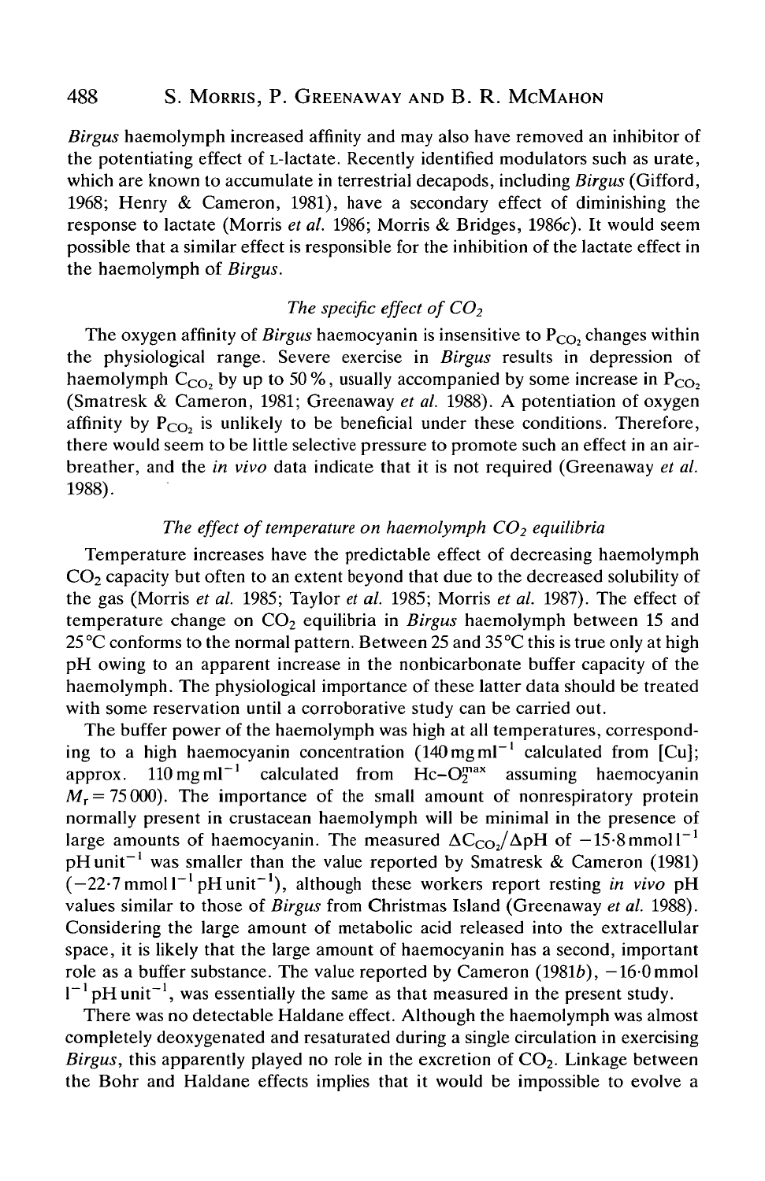*Birgus* haemolymph increased affinity and may also have removed an inhibitor of the potentiating effect of L-lactate. Recently identified modulators such as urate, which are known to accumulate in terrestrial decapods, including *Birgus* (Gifford, 1968; Henry & Cameron, 1981), have a secondary effect of diminishing the response to lactate (Morris *et al.* 1986; Morris & Bridges, 1986*c*). It would seem possible that a similar effect is responsible for the inhibition of the lactate effect in the haemolymph of *Birgus*.

### *The specific effect of $CO_2$*

The oxygen affinity of *Birgus* haemocyanin is insensitive to $P_{CO_2}$ changes within the physiological range. Severe exercise in *Birgus* results in depression of haemolymph $C_{CO_2}$ by up to 50 %, usually accompanied by some increase in $P_{CO_2}$ (Smatresk & Cameron, 1981; Greenaway *et al.* 1988). A potentiation of oxygen affinity by $P_{CO_2}$ is unlikely to be beneficial under these conditions. Therefore, there would seem to be little selective pressure to promote such an effect in an air-breather, and the *in vivo* data indicate that it is not required (Greenaway *et al.* 1988).

### *The effect of temperature on haemolymph $CO_2$ equilibria*

Temperature increases have the predictable effect of decreasing haemolymph $CO_2$ capacity but often to an extent beyond that due to the decreased solubility of the gas (Morris *et al.* 1985; Taylor *et al.* 1985; Morris *et al.* 1987). The effect of temperature change on $CO_2$ equilibria in *Birgus* haemolymph between 15 and 25 °C conforms to the normal pattern. Between 25 and 35 °C this is true only at high pH owing to an apparent increase in the nonbicarbonate buffer capacity of the haemolymph. The physiological importance of these latter data should be treated with some reservation until a corroborative study can be carried out.

The buffer power of the haemolymph was high at all temperatures, corresponding to a high haemocyanin concentration ($140\,mg\,ml^{-1}$ calculated from [Cu]; approx. $110\,mg\,ml^{-1}$ calculated from $Hc\text{–}O_2^{max}$ assuming haemocyanin $M_r = 75\,000$). The importance of the small amount of nonrespiratory protein normally present in crustacean haemolymph will be minimal in the presence of large amounts of haemocyanin. The measured $\Delta C_{CO_2}/\Delta pH$ of $-15{\cdot}8\,mmol\,l^{-1}\,pH\,unit^{-1}$ was smaller than the value reported by Smatresk & Cameron (1981) ($-22{\cdot}7\,mmol\,l^{-1}\,pH\,unit^{-1}$), although these workers report resting *in vivo* pH values similar to those of *Birgus* from Christmas Island (Greenaway *et al.* 1988). Considering the large amount of metabolic acid released into the extracellular space, it is likely that the large amount of haemocyanin has a second, important role as a buffer substance. The value reported by Cameron (1981*b*), $-16{\cdot}0\,mmol\,l^{-1}\,pH\,unit^{-1}$, was essentially the same as that measured in the present study.

There was no detectable Haldane effect. Although the haemolymph was almost completely deoxygenated and resaturated during a single circulation in exercising *Birgus*, this apparently played no role in the excretion of $CO_2$. Linkage between the Bohr and Haldane effects implies that it would be impossible to evolve a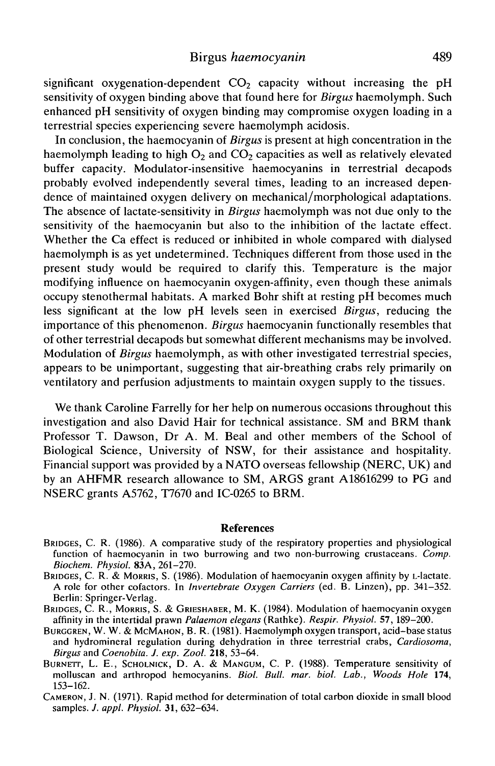significant oxygenation-dependent $CO_2$ capacity without increasing the pH sensitivity of oxygen binding above that found here for *Birgus* haemolymph. Such enhanced pH sensitivity of oxygen binding may compromise oxygen loading in a terrestrial species experiencing severe haemolymph acidosis.

In conclusion, the haemocyanin of *Birgus* is present at high concentration in the haemolymph leading to high $O_2$ and $CO_2$ capacities as well as relatively elevated buffer capacity. Modulator-insensitive haemocyanins in terrestrial decapods probably evolved independently several times, leading to an increased dependence of maintained oxygen delivery on mechanical/morphological adaptations. The absence of lactate-sensitivity in *Birgus* haemolymph was not due only to the sensitivity of the haemocyanin but also to the inhibition of the lactate effect. Whether the Ca effect is reduced or inhibited in whole compared with dialysed haemolymph is as yet undetermined. Techniques different from those used in the present study would be required to clarify this. Temperature is the major modifying influence on haemocyanin oxygen-affinity, even though these animals occupy stenothermal habitats. A marked Bohr shift at resting pH becomes much less significant at the low pH levels seen in exercised *Birgus*, reducing the importance of this phenomenon. *Birgus* haemocyanin functionally resembles that of other terrestrial decapods but somewhat different mechanisms may be involved. Modulation of *Birgus* haemolymph, as with other investigated terrestrial species, appears to be unimportant, suggesting that air-breathing crabs rely primarily on ventilatory and perfusion adjustments to maintain oxygen supply to the tissues.

We thank Caroline Farrelly for her help on numerous occasions throughout this investigation and also David Hair for technical assistance. SM and BRM thank Professor T. Dawson, Dr A. M. Beal and other members of the School of Biological Science, University of NSW, for their assistance and hospitality. Financial support was provided by a NATO overseas fellowship (NERC, UK) and by an AHFMR research allowance to SM, ARGS grant A18616299 to PG and NSERC grants A5762, T7670 and IC-0265 to BRM.

## References

Bridges, C. R. (1986). A comparative study of the respiratory properties and physiological function of haemocyanin in two burrowing and two non-burrowing crustaceans. *Comp. Biochem. Physiol.* **83A**, 261–270.

Bridges, C. R. & Morris, S. (1986). Modulation of haemocyanin oxygen affinity by L-lactate. A role for other cofactors. In *Invertebrate Oxygen Carriers* (ed. B. Linzen), pp. 341–352. Berlin: Springer-Verlag.

Bridges, C. R., Morris, S. & Grieshaber, M. K. (1984). Modulation of haemocyanin oxygen affinity in the intertidal prawn *Palaemon elegans* (Rathke). *Respir. Physiol.* **57**, 189–200.

Burggren, W. W. & McMahon, B. R. (1981). Haemolymph oxygen transport, acid–base status and hydromineral regulation during dehydration in three terrestrial crabs, *Cardiosoma*, *Birgus* and *Coenobita*. *J. exp. Zool.* **218**, 53–64.

Burnett, L. E., Scholnick, D. A. & Mangum, C. P. (1988). Temperature sensitivity of molluscan and arthropod hemocyanins. *Biol. Bull. mar. biol. Lab., Woods Hole* **174**, 153–162.

Cameron, J. N. (1971). Rapid method for determination of total carbon dioxide in small blood samples. *J. appl. Physiol.* **31**, 632–634.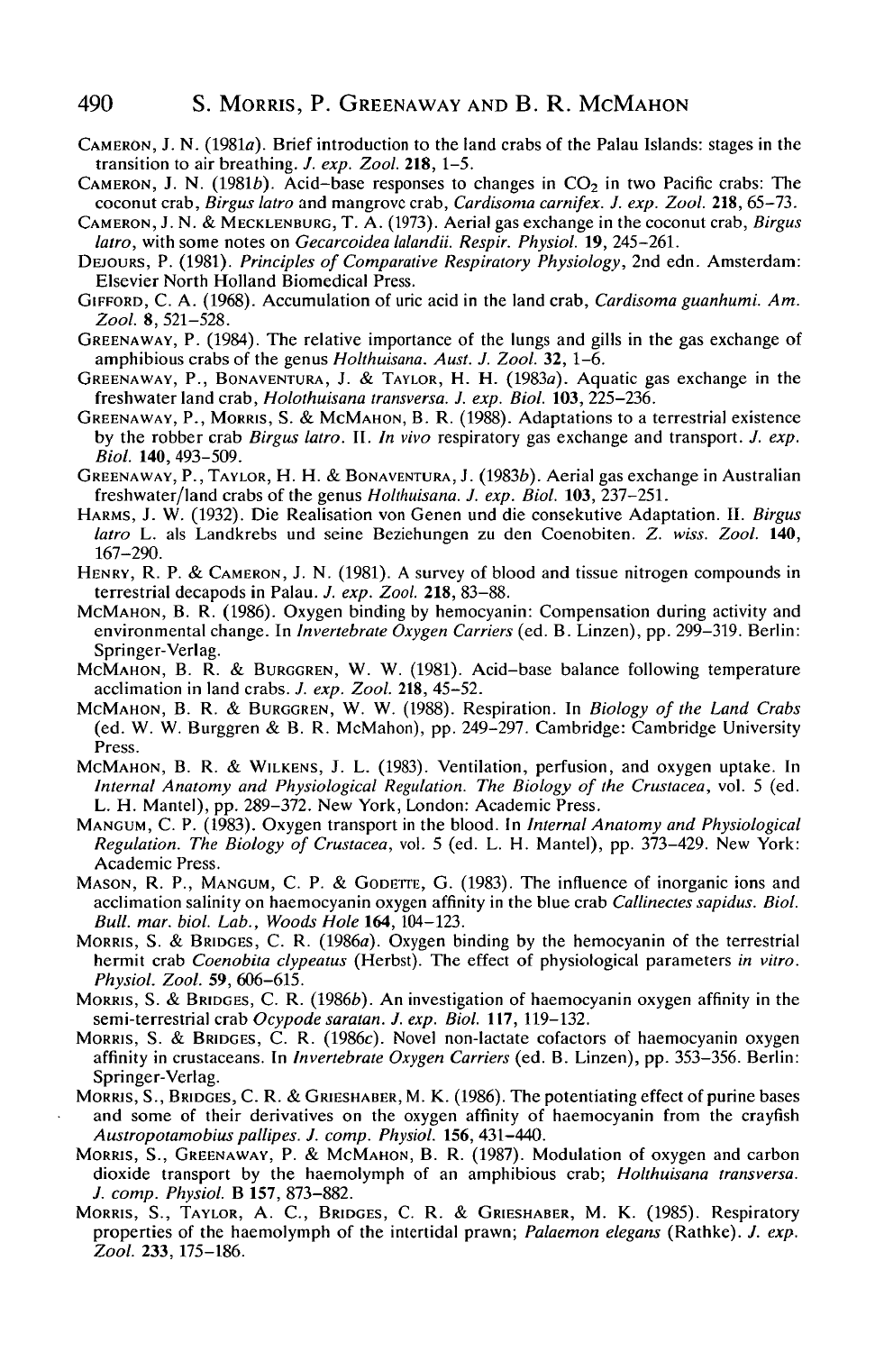Cameron, J. N. (1981*a*). Brief introduction to the land crabs of the Palau Islands: stages in the transition to air breathing. *J. exp. Zool.* **218**, 1–5.

Cameron, J. N. (1981*b*). Acid–base responses to changes in $CO_2$ in two Pacific crabs: The coconut crab, *Birgus latro* and mangrove crab, *Cardisoma carnifex*. *J. exp. Zool.* **218**, 65–73.

Cameron, J. N. & Mecklenburg, T. A. (1973). Aerial gas exchange in the coconut crab, *Birgus latro*, with some notes on *Gecarcoidea lalandii*. *Respir. Physiol.* **19**, 245–261.

Dejours, P. (1981). *Principles of Comparative Respiratory Physiology*, 2nd edn. Amsterdam: Elsevier North Holland Biomedical Press.

Gifford, C. A. (1968). Accumulation of uric acid in the land crab, *Cardisoma guanhumi*. *Am. Zool.* **8**, 521–528.

Greenaway, P. (1984). The relative importance of the lungs and gills in the gas exchange of amphibious crabs of the genus *Holthuisana*. *Aust. J. Zool.* **32**, 1–6.

Greenaway, P., Bonaventura, J. & Taylor, H. H. (1983*a*). Aquatic gas exchange in the freshwater land crab, *Holothuisana transversa*. *J. exp. Biol.* **103**, 225–236.

Greenaway, P., Morris, S. & McMahon, B. R. (1988). Adaptations to a terrestrial existence by the robber crab *Birgus latro*. II. *In vivo* respiratory gas exchange and transport. *J. exp. Biol.* **140**, 493–509.

Greenaway, P., Taylor, H. H. & Bonaventura, J. (1983*b*). Aerial gas exchange in Australian freshwater/land crabs of the genus *Holthuisana*. *J. exp. Biol.* **103**, 237–251.

Harms, J. W. (1932). Die Realisation von Genen und die consekutive Adaptation. II. *Birgus latro* L. als Landkrebs und seine Beziehungen zu den Coenobiten. *Z. wiss. Zool.* **140**, 167–290.

Henry, R. P. & Cameron, J. N. (1981). A survey of blood and tissue nitrogen compounds in terrestrial decapods in Palau. *J. exp. Zool.* **218**, 83–88.

McMahon, B. R. (1986). Oxygen binding by hemocyanin: Compensation during activity and environmental change. In *Invertebrate Oxygen Carriers* (ed. B. Linzen), pp. 299–319. Berlin: Springer-Verlag.

McMahon, B. R. & Burggren, W. W. (1981). Acid–base balance following temperature acclimation in land crabs. *J. exp. Zool.* **218**, 45–52.

McMahon, B. R. & Burggren, W. W. (1988). Respiration. In *Biology of the Land Crabs* (ed. W. W. Burggren & B. R. McMahon), pp. 249–297. Cambridge: Cambridge University Press.

McMahon, B. R. & Wilkens, J. L. (1983). Ventilation, perfusion, and oxygen uptake. In *Internal Anatomy and Physiological Regulation. The Biology of the Crustacea*, vol. 5 (ed. L. H. Mantel), pp. 289–372. New York, London: Academic Press.

Mangum, C. P. (1983). Oxygen transport in the blood. In *Internal Anatomy and Physiological Regulation. The Biology of Crustacea*, vol. 5 (ed. L. H. Mantel), pp. 373–429. New York: Academic Press.

Mason, R. P., Mangum, C. P. & Godette, G. (1983). The influence of inorganic ions and acclimation salinity on haemocyanin oxygen affinity in the blue crab *Callinectes sapidus*. *Biol. Bull. mar. biol. Lab., Woods Hole* **164**, 104–123.

Morris, S. & Bridges, C. R. (1986*a*). Oxygen binding by the hemocyanin of the terrestrial hermit crab *Coenobita clypeatus* (Herbst). The effect of physiological parameters *in vitro*. *Physiol. Zool.* **59**, 606–615.

Morris, S. & Bridges, C. R. (1986*b*). An investigation of haemocyanin oxygen affinity in the semi-terrestrial crab *Ocypode saratan*. *J. exp. Biol.* **117**, 119–132.

Morris, S. & Bridges, C. R. (1986*c*). Novel non-lactate cofactors of haemocyanin oxygen affinity in crustaceans. In *Invertebrate Oxygen Carriers* (ed. B. Linzen), pp. 353–356. Berlin: Springer-Verlag.

Morris, S., Bridges, C. R. & Grieshaber, M. K. (1986). The potentiating effect of purine bases and some of their derivatives on the oxygen affinity of haemocyanin from the crayfish *Austropotamobius pallipes*. *J. comp. Physiol.* **156**, 431–440.

Morris, S., Greenaway, P. & McMahon, B. R. (1987). Modulation of oxygen and carbon dioxide transport by the haemolymph of an amphibious crab; *Holthuisana transversa*. *J. comp. Physiol.* B **157**, 873–882.

Morris, S., Taylor, A. C., Bridges, C. R. & Grieshaber, M. K. (1985). Respiratory properties of the haemolymph of the intertidal prawn; *Palaemon elegans* (Rathke). *J. exp. Zool.* **233**, 175–186.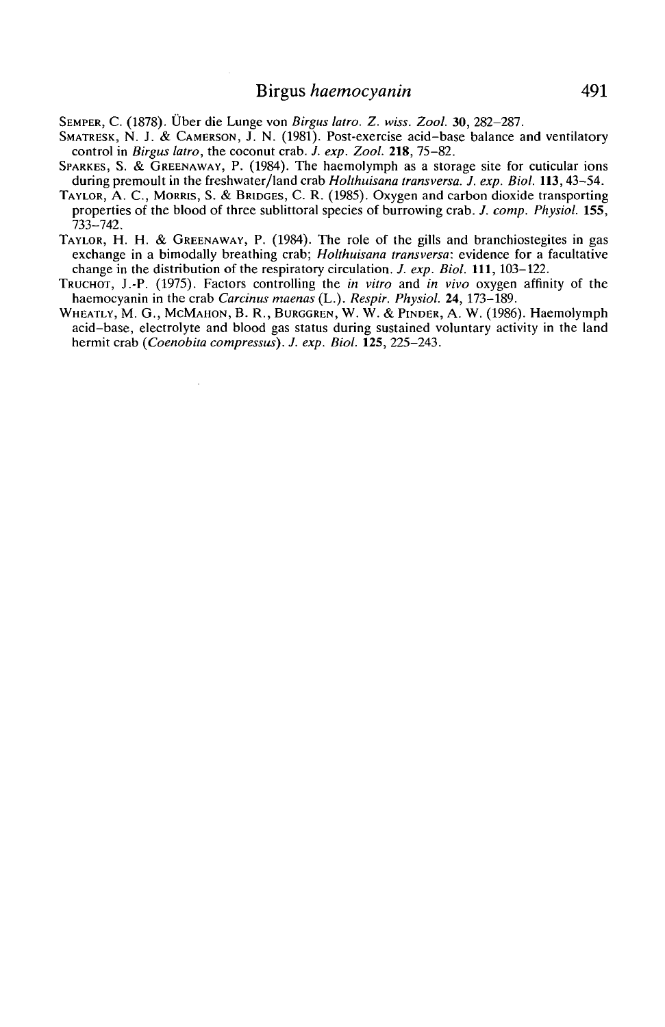SEMPER, C. (1878). Über die Lunge von *Birgus latro*. *Z. wiss. Zool.* **30**, 282–287.

SMATRESK, N. J. & CAMERSON, J. N. (1981). Post-exercise acid–base balance and ventilatory control in *Birgus latro*, the coconut crab. *J. exp. Zool.* **218**, 75–82.

SPARKES, S. & GREENAWAY, P. (1984). The haemolymph as a storage site for cuticular ions during premoult in the freshwater/land crab *Holthuisana transversa*. *J. exp. Biol.* **113**, 43–54.

TAYLOR, A. C., MORRIS, S. & BRIDGES, C. R. (1985). Oxygen and carbon dioxide transporting properties of the blood of three sublittoral species of burrowing crab. *J. comp. Physiol.* **155**, 733–742.

TAYLOR, H. H. & GREENAWAY, P. (1984). The role of the gills and branchiostegites in gas exchange in a bimodally breathing crab; *Holthuisana transversa*: evidence for a facultative change in the distribution of the respiratory circulation. *J. exp. Biol.* **111**, 103–122.

TRUCHOT, J.-P. (1975). Factors controlling the *in vitro* and *in vivo* oxygen affinity of the haemocyanin in the crab *Carcinus maenas* (L.). *Respir. Physiol.* **24**, 173–189.

WHEATLY, M. G., MCMAHON, B. R., BURGGREN, W. W. & PINDER, A. W. (1986). Haemolymph acid–base, electrolyte and blood gas status during sustained voluntary activity in the land hermit crab (*Coenobita compressus*). *J. exp. Biol.* **125**, 225–243.